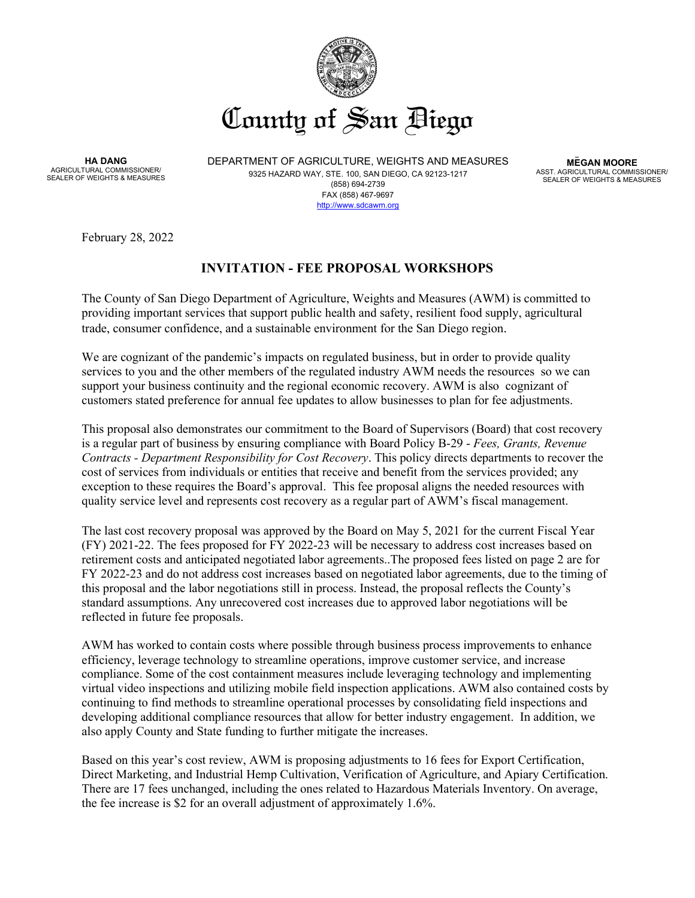# County of San Diego

**HA DANG**
AGRICULTURAL COMMISSIONER/
SEALER OF WEIGHTS & MEASURES

DEPARTMENT OF AGRICULTURE, WEIGHTS AND MEASURES
9325 HAZARD WAY, STE. 100, SAN DIEGO, CA 92123-1217
(858) 694-2739
FAX (858) 467-9697
http://www.sdcawm.org

**MĒGAN MOORE**
ASST. AGRICULTURAL COMMISSIONER/
SEALER OF WEIGHTS & MEASURES

February 28, 2022

## INVITATION - FEE PROPOSAL WORKSHOPS

The County of San Diego Department of Agriculture, Weights and Measures (AWM) is committed to providing important services that support public health and safety, resilient food supply, agricultural trade, consumer confidence, and a sustainable environment for the San Diego region.

We are cognizant of the pandemic's impacts on regulated business, but in order to provide quality services to you and the other members of the regulated industry AWM needs the resources so we can support your business continuity and the regional economic recovery. AWM is also cognizant of customers stated preference for annual fee updates to allow businesses to plan for fee adjustments.

This proposal also demonstrates our commitment to the Board of Supervisors (Board) that cost recovery is a regular part of business by ensuring compliance with Board Policy B-29 - *Fees, Grants, Revenue Contracts - Department Responsibility for Cost Recovery*. This policy directs departments to recover the cost of services from individuals or entities that receive and benefit from the services provided; any exception to these requires the Board's approval. This fee proposal aligns the needed resources with quality service level and represents cost recovery as a regular part of AWM's fiscal management.

The last cost recovery proposal was approved by the Board on May 5, 2021 for the current Fiscal Year (FY) 2021-22. The fees proposed for FY 2022-23 will be necessary to address cost increases based on retirement costs and anticipated negotiated labor agreements..The proposed fees listed on page 2 are for FY 2022-23 and do not address cost increases based on negotiated labor agreements, due to the timing of this proposal and the labor negotiations still in process. Instead, the proposal reflects the County's standard assumptions. Any unrecovered cost increases due to approved labor negotiations will be reflected in future fee proposals.

AWM has worked to contain costs where possible through business process improvements to enhance efficiency, leverage technology to streamline operations, improve customer service, and increase compliance. Some of the cost containment measures include leveraging technology and implementing virtual video inspections and utilizing mobile field inspection applications. AWM also contained costs by continuing to find methods to streamline operational processes by consolidating field inspections and developing additional compliance resources that allow for better industry engagement. In addition, we also apply County and State funding to further mitigate the increases.

Based on this year's cost review, AWM is proposing adjustments to 16 fees for Export Certification, Direct Marketing, and Industrial Hemp Cultivation, Verification of Agriculture, and Apiary Certification. There are 17 fees unchanged, including the ones related to Hazardous Materials Inventory. On average, the fee increase is $2 for an overall adjustment of approximately 1.6%.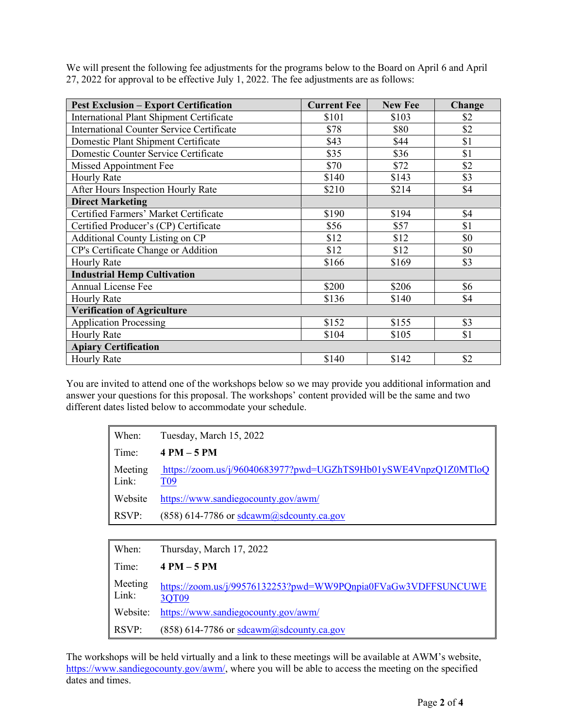We will present the following fee adjustments for the programs below to the Board on April 6 and April 27, 2022 for approval to be effective July 1, 2022. The fee adjustments are as follows:

| Pest Exclusion – Export Certification | Current Fee | New Fee | Change |
|---|---|---|---|
| International Plant Shipment Certificate | $101 | $103 | $2 |
| International Counter Service Certificate | $78 | $80 | $2 |
| Domestic Plant Shipment Certificate | $43 | $44 | $1 |
| Domestic Counter Service Certificate | $35 | $36 | $1 |
| Missed Appointment Fee | $70 | $72 | $2 |
| Hourly Rate | $140 | $143 | $3 |
| After Hours Inspection Hourly Rate | $210 | $214 | $4 |
| **Direct Marketing** | | | |
| Certified Farmers' Market Certificate | $190 | $194 | $4 |
| Certified Producer's (CP) Certificate | $56 | $57 | $1 |
| Additional County Listing on CP | $12 | $12 | $0 |
| CP's Certificate Change or Addition | $12 | $12 | $0 |
| Hourly Rate | $166 | $169 | $3 |
| **Industrial Hemp Cultivation** | | | |
| Annual License Fee | $200 | $206 | $6 |
| Hourly Rate | $136 | $140 | $4 |
| **Verification of Agriculture** | | | |
| Application Processing | $152 | $155 | $3 |
| Hourly Rate | $104 | $105 | $1 |
| **Apiary Certification** | | | |
| Hourly Rate | $140 | $142 | $2 |

You are invited to attend one of the workshops below so we may provide you additional information and answer your questions for this proposal. The workshops' content provided will be the same and two different dates listed below to accommodate your schedule.

| | |
|---|---|
| When: | Tuesday, March 15, 2022 |
| Time: | **4 PM – 5 PM** |
| Meeting Link: | https://zoom.us/j/96040683977?pwd=UGZhTS9Hb01ySWE4VnpzQ1Z0MTloQT09 |
| Website | https://www.sandiegocounty.gov/awm/ |
| RSVP: | (858) 614-7786 or sdcawm@sdcounty.ca.gov |

| | |
|---|---|
| When: | Thursday, March 17, 2022 |
| Time: | **4 PM – 5 PM** |
| Meeting Link: | https://zoom.us/j/99576132253?pwd=WW9PQnpia0FVaGw3VDFFSUNCUWE3QT09 |
| Website: | https://www.sandiegocounty.gov/awm/ |
| RSVP: | (858) 614-7786 or sdcawm@sdcounty.ca.gov |

The workshops will be held virtually and a link to these meetings will be available at AWM's website, https://www.sandiegocounty.gov/awm/, where you will be able to access the meeting on the specified dates and times.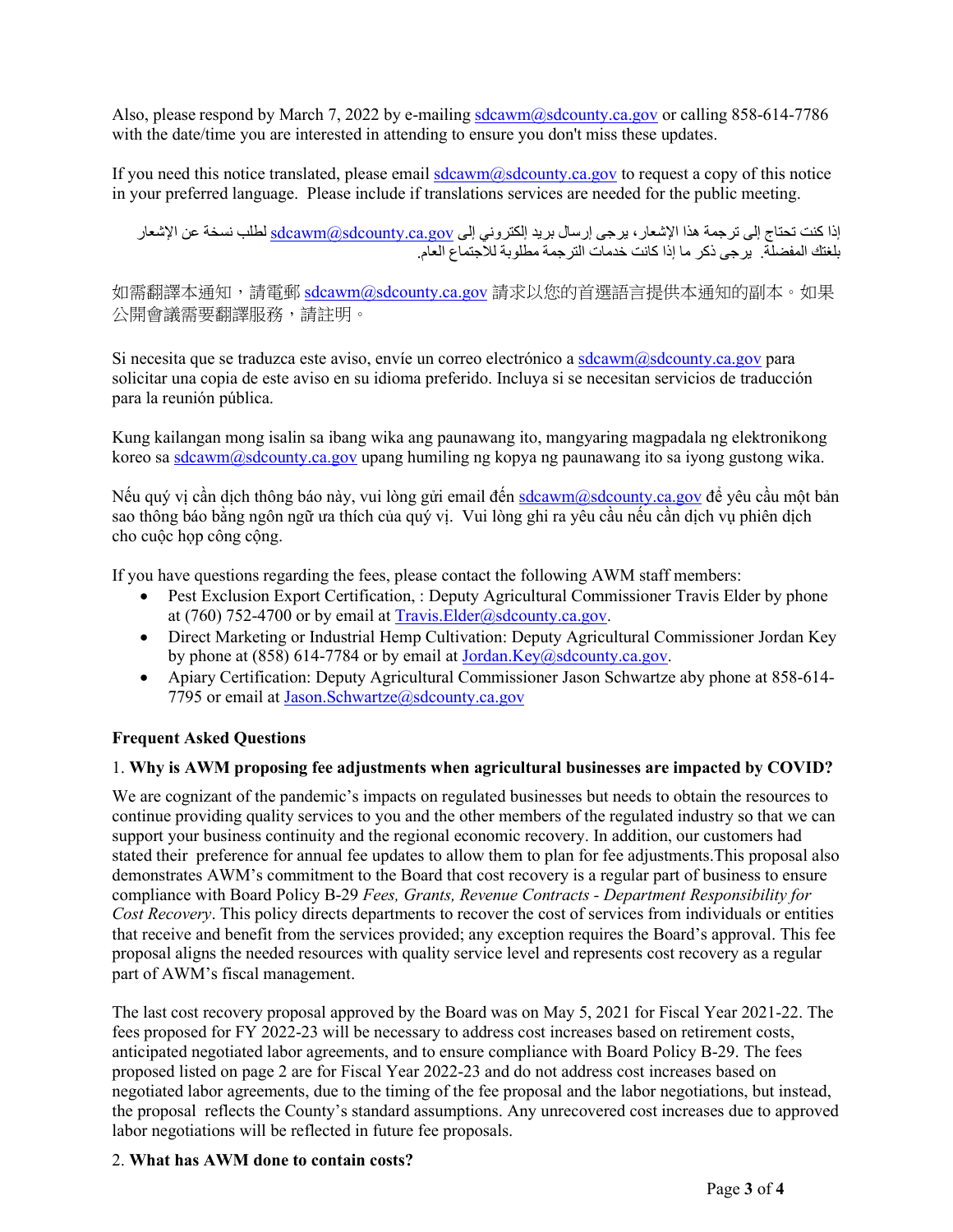Also, please respond by March 7, 2022 by e-mailing sdcawm@sdcounty.ca.gov or calling 858-614-7786 with the date/time you are interested in attending to ensure you don't miss these updates.

If you need this notice translated, please email sdcawm@sdcounty.ca.gov to request a copy of this notice in your preferred language. Please include if translations services are needed for the public meeting.

إذا كنت تحتاج إلى ترجمة هذا الإشعار، يرجى إرسال بريد إلكتروني إلى sdcawm@sdcounty.ca.gov لطلب نسخة عن الإشعار بلغتك المفضلة. يرجى ذكر ما إذا كانت خدمات الترجمة مطلوبة للاجتماع العام.

如需翻譯本通知，請電郵 sdcawm@sdcounty.ca.gov 請求以您的首選語言提供本通知的副本。如果公開會議需要翻譯服務，請註明。

Si necesita que se traduzca este aviso, envíe un correo electrónico a sdcawm@sdcounty.ca.gov para solicitar una copia de este aviso en su idioma preferido. Incluya si se necesitan servicios de traducción para la reunión pública.

Kung kailangan mong isalin sa ibang wika ang paunawang ito, mangyaring magpadala ng elektronikong koreo sa sdcawm@sdcounty.ca.gov upang humiling ng kopya ng paunawang ito sa iyong gustong wika.

Nếu quý vị cần dịch thông báo này, vui lòng gửi email đến sdcawm@sdcounty.ca.gov để yêu cầu một bản sao thông báo bằng ngôn ngữ ưa thích của quý vị. Vui lòng ghi ra yêu cầu nếu cần dịch vụ phiên dịch cho cuộc họp công cộng.

If you have questions regarding the fees, please contact the following AWM staff members:

- Pest Exclusion Export Certification, : Deputy Agricultural Commissioner Travis Elder by phone at (760) 752-4700 or by email at Travis.Elder@sdcounty.ca.gov.
- Direct Marketing or Industrial Hemp Cultivation: Deputy Agricultural Commissioner Jordan Key by phone at (858) 614-7784 or by email at Jordan.Key@sdcounty.ca.gov.
- Apiary Certification: Deputy Agricultural Commissioner Jason Schwartze aby phone at 858-614-7795 or email at Jason.Schwartze@sdcounty.ca.gov

**Frequent Asked Questions**

1. **Why is AWM proposing fee adjustments when agricultural businesses are impacted by COVID?**

We are cognizant of the pandemic's impacts on regulated businesses but needs to obtain the resources to continue providing quality services to you and the other members of the regulated industry so that we can support your business continuity and the regional economic recovery. In addition, our customers had stated their preference for annual fee updates to allow them to plan for fee adjustments.This proposal also demonstrates AWM's commitment to the Board that cost recovery is a regular part of business to ensure compliance with Board Policy B-29 *Fees, Grants, Revenue Contracts - Department Responsibility for Cost Recovery*. This policy directs departments to recover the cost of services from individuals or entities that receive and benefit from the services provided; any exception requires the Board's approval. This fee proposal aligns the needed resources with quality service level and represents cost recovery as a regular part of AWM's fiscal management.

The last cost recovery proposal approved by the Board was on May 5, 2021 for Fiscal Year 2021-22. The fees proposed for FY 2022-23 will be necessary to address cost increases based on retirement costs, anticipated negotiated labor agreements, and to ensure compliance with Board Policy B-29. The fees proposed listed on page 2 are for Fiscal Year 2022-23 and do not address cost increases based on negotiated labor agreements, due to the timing of the fee proposal and the labor negotiations, but instead, the proposal reflects the County's standard assumptions. Any unrecovered cost increases due to approved labor negotiations will be reflected in future fee proposals.

2. **What has AWM done to contain costs?**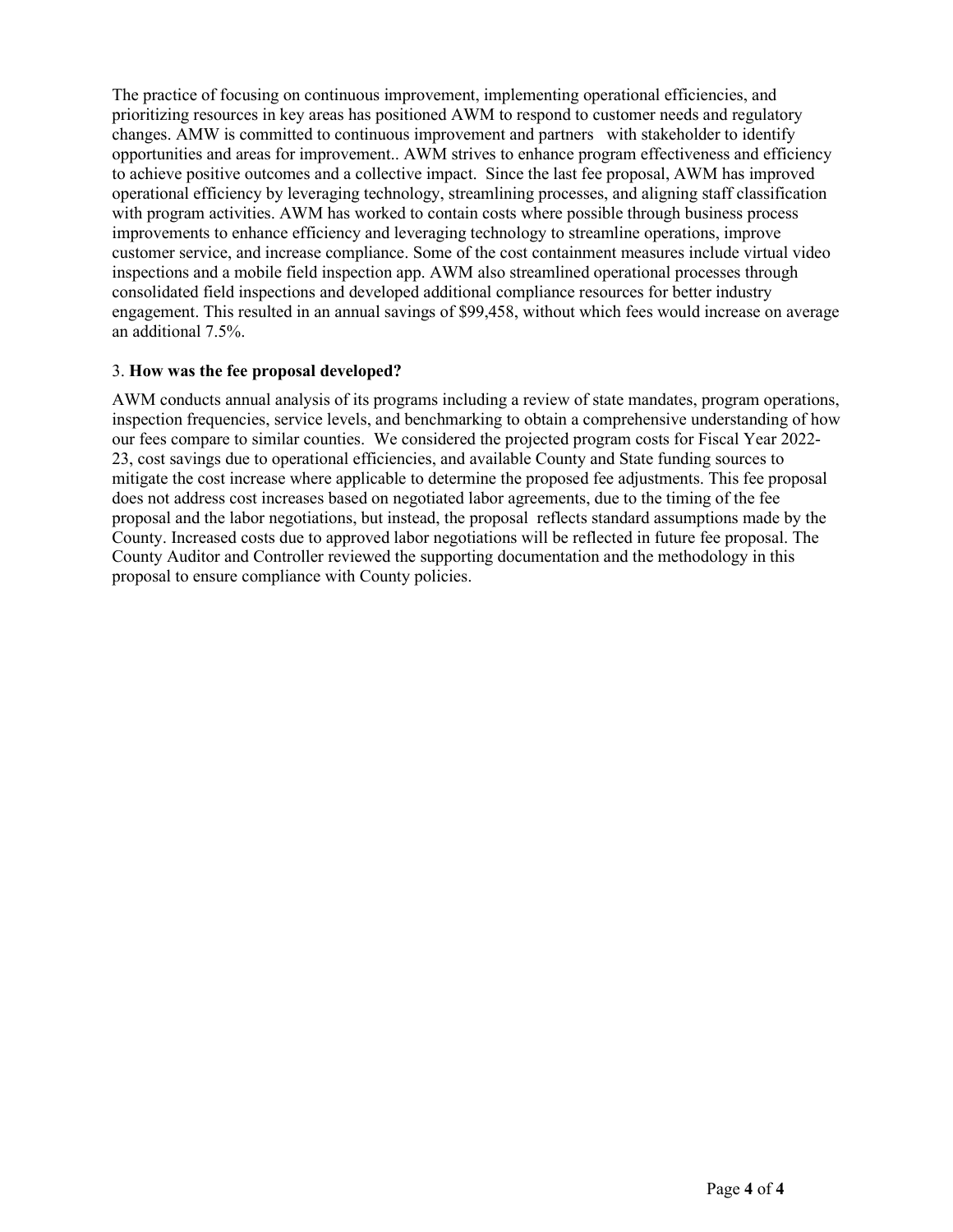The practice of focusing on continuous improvement, implementing operational efficiencies, and prioritizing resources in key areas has positioned AWM to respond to customer needs and regulatory changes. AMW is committed to continuous improvement and partners with stakeholder to identify opportunities and areas for improvement.. AWM strives to enhance program effectiveness and efficiency to achieve positive outcomes and a collective impact. Since the last fee proposal, AWM has improved operational efficiency by leveraging technology, streamlining processes, and aligning staff classification with program activities. AWM has worked to contain costs where possible through business process improvements to enhance efficiency and leveraging technology to streamline operations, improve customer service, and increase compliance. Some of the cost containment measures include virtual video inspections and a mobile field inspection app. AWM also streamlined operational processes through consolidated field inspections and developed additional compliance resources for better industry engagement. This resulted in an annual savings of $99,458, without which fees would increase on average an additional 7.5%.

3. **How was the fee proposal developed?**

AWM conducts annual analysis of its programs including a review of state mandates, program operations, inspection frequencies, service levels, and benchmarking to obtain a comprehensive understanding of how our fees compare to similar counties. We considered the projected program costs for Fiscal Year 2022-23, cost savings due to operational efficiencies, and available County and State funding sources to mitigate the cost increase where applicable to determine the proposed fee adjustments. This fee proposal does not address cost increases based on negotiated labor agreements, due to the timing of the fee proposal and the labor negotiations, but instead, the proposal reflects standard assumptions made by the County. Increased costs due to approved labor negotiations will be reflected in future fee proposal. The County Auditor and Controller reviewed the supporting documentation and the methodology in this proposal to ensure compliance with County policies.